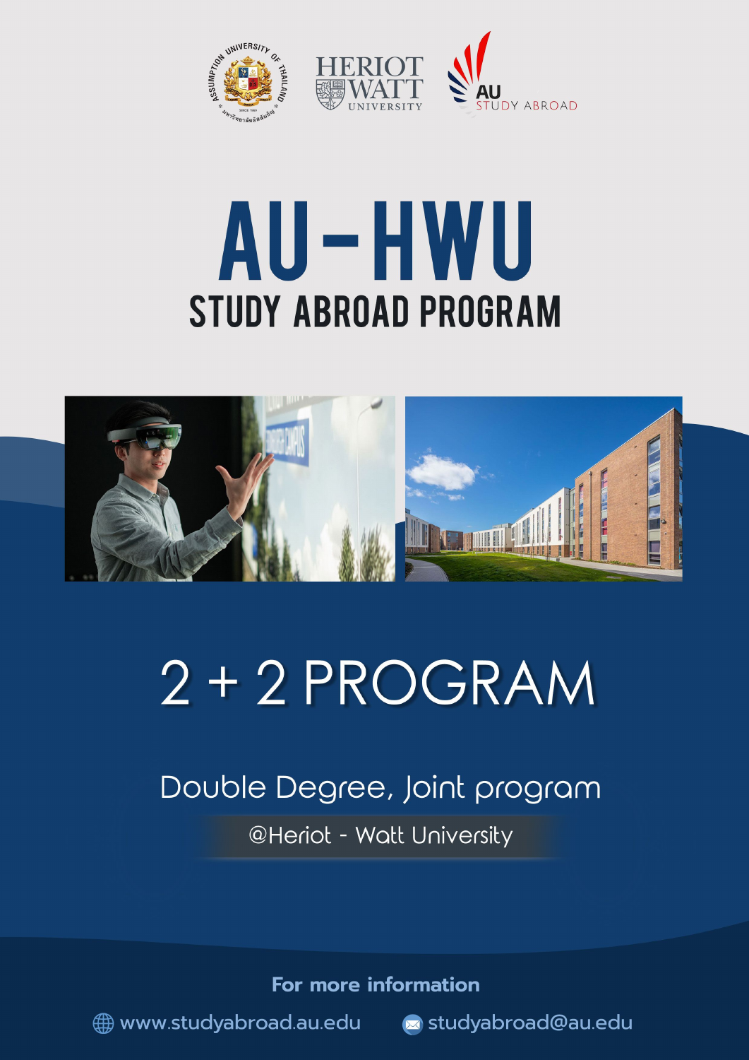# AU-HWU

## STUDY ABROAD PROGRAM

# 2 + 2 PROGRAM

Double Degree, Joint program

@Heriot - Watt University

**For more information**

www.studyabroad.au.edu

studyabroad@au.edu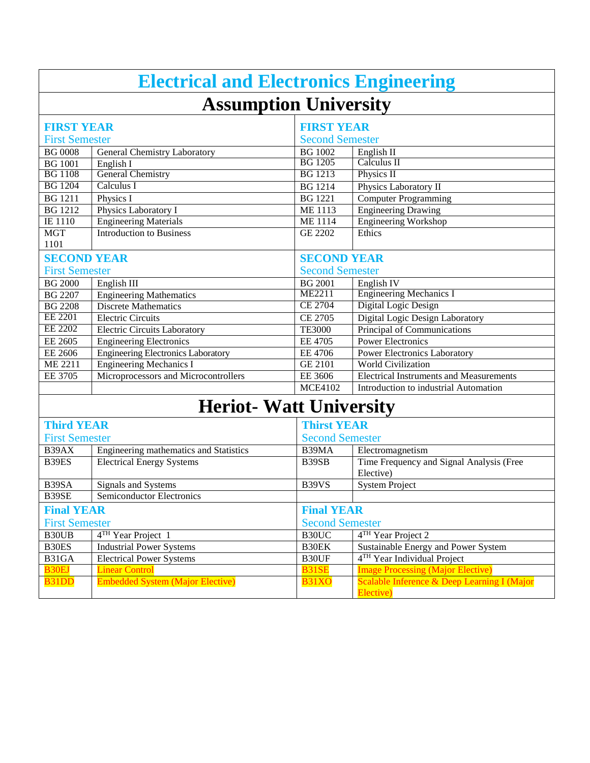# Electrical and Electronics Engineering

## Assumption University

| FIRST YEAR<br>First Semester | | FIRST YEAR<br>Second Semester | |
|---|---|---|---|
| BG 0008 | General Chemistry Laboratory | BG 1002 | English II |
| BG 1001 | English I | BG 1205 | Calculus II |
| BG 1108 | General Chemistry | BG 1213 | Physics II |
| BG 1204 | Calculus I | BG 1214 | Physics Laboratory II |
| BG 1211 | Physics I | BG 1221 | Computer Programming |
| BG 1212 | Physics Laboratory I | ME 1113 | Engineering Drawing |
| IE 1110 | Engineering Materials | ME 1114 | Engineering Workshop |
| MGT 1101 | Introduction to Business | GE 2202 | Ethics |
| **SECOND YEAR**<br>First Semester | | **SECOND YEAR**<br>Second Semester | |
| BG 2000 | English III | BG 2001 | English IV |
| BG 2207 | Engineering Mathematics | ME2211 | Engineering Mechanics I |
| BG 2208 | Discrete Mathematics | CE 2704 | Digital Logic Design |
| EE 2201 | Electric Circuits | CE 2705 | Digital Logic Design Laboratory |
| EE 2202 | Electric Circuits Laboratory | TE3000 | Principal of Communications |
| EE 2605 | Engineering Electronics | EE 4705 | Power Electronics |
| EE 2606 | Engineering Electronics Laboratory | EE 4706 | Power Electronics Laboratory |
| ME 2211 | Engineering Mechanics I | GE 2101 | World Civilization |
| EE 3705 | Microprocessors and Microcontrollers | EE 3606 | Electrical Instruments and Measurements |
| | | MCE4102 | Introduction to industrial Automation |

## Heriot- Watt University

| Third YEAR<br>First Semester | | Thirst YEAR<br>Second Semester | |
|---|---|---|---|
| B39AX | Engineering mathematics and Statistics | B39MA | Electromagnetism |
| B39ES | Electrical Energy Systems | B39SB | Time Frequency and Signal Analysis (Free Elective) |
| B39SA | Signals and Systems | B39VS | System Project |
| B39SE | Semiconductor Electronics | | |
| **Final YEAR**<br>First Semester | | **Final YEAR**<br>Second Semester | |
| B30UB | 4TH Year Project 1 | B30UC | 4TH Year Project 2 |
| B30ES | Industrial Power Systems | B30EK | Sustainable Energy and Power System |
| B31GA | Electrical Power Systems | B30UF | 4TH Year Individual Project |
| B30EJ | Linear Control | B31SE | Image Processing (Major Elective) |
| B31DD | Embedded System (Major Elective) | B31XO | Scalable Inference & Deep Learning I (Major Elective) |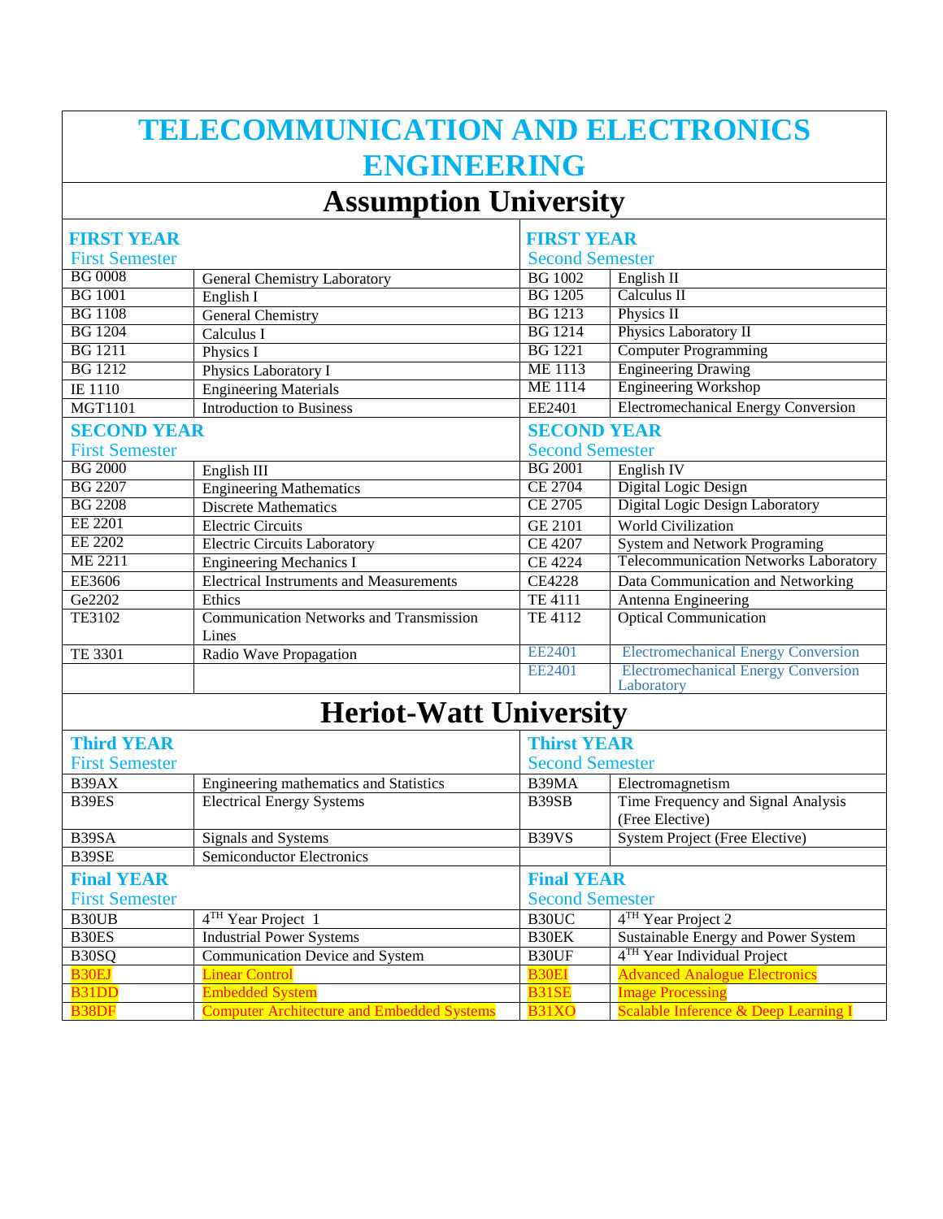# TELECOMMUNICATION AND ELECTRONICS ENGINEERING

## Assumption University

| **FIRST YEAR** First Semester | | **FIRST YEAR** Second Semester | |
|---|---|---|---|
| BG 0008 | General Chemistry Laboratory | BG 1002 | English II |
| BG 1001 | English I | BG 1205 | Calculus II |
| BG 1108 | General Chemistry | BG 1213 | Physics II |
| BG 1204 | Calculus I | BG 1214 | Physics Laboratory II |
| BG 1211 | Physics I | BG 1221 | Computer Programming |
| BG 1212 | Physics Laboratory I | ME 1113 | Engineering Drawing |
| IE 1110 | Engineering Materials | ME 1114 | Engineering Workshop |
| MGT1101 | Introduction to Business | EE2401 | Electromechanical Energy Conversion |
| **SECOND YEAR** First Semester | | **SECOND YEAR** Second Semester | |
| BG 2000 | English III | BG 2001 | English IV |
| BG 2207 | Engineering Mathematics | CE 2704 | Digital Logic Design |
| BG 2208 | Discrete Mathematics | CE 2705 | Digital Logic Design Laboratory |
| EE 2201 | Electric Circuits | GE 2101 | World Civilization |
| EE 2202 | Electric Circuits Laboratory | CE 4207 | System and Network Programing |
| ME 2211 | Engineering Mechanics I | CE 4224 | Telecommunication Networks Laboratory |
| EE3606 | Electrical Instruments and Measurements | CE4228 | Data Communication and Networking |
| Ge2202 | Ethics | TE 4111 | Antenna Engineering |
| TE3102 | Communication Networks and Transmission Lines | TE 4112 | Optical Communication |
| TE 3301 | Radio Wave Propagation | EE2401 | Electromechanical Energy Conversion |
| | | EE2401 | Electromechanical Energy Conversion Laboratory |

## Heriot-Watt University

| **Third YEAR** First Semester | | **Thirst YEAR** Second Semester | |
|---|---|---|---|
| B39AX | Engineering mathematics and Statistics | B39MA | Electromagnetism |
| B39ES | Electrical Energy Systems | B39SB | Time Frequency and Signal Analysis (Free Elective) |
| B39SA | Signals and Systems | B39VS | System Project (Free Elective) |
| B39SE | Semiconductor Electronics | | |
| **Final YEAR** First Semester | | **Final YEAR** Second Semester | |
| B30UB | 4TH Year Project 1 | B30UC | 4TH Year Project 2 |
| B30ES | Industrial Power Systems | B30EK | Sustainable Energy and Power System |
| B30SQ | Communication Device and System | B30UF | 4TH Year Individual Project |
| B30EJ | Linear Control | B30EI | Advanced Analogue Electronics |
| B31DD | Embedded System | B31SE | Image Processing |
| B38DF | Computer Architecture and Embedded Systems | B31XO | Scalable Inference & Deep Learning I |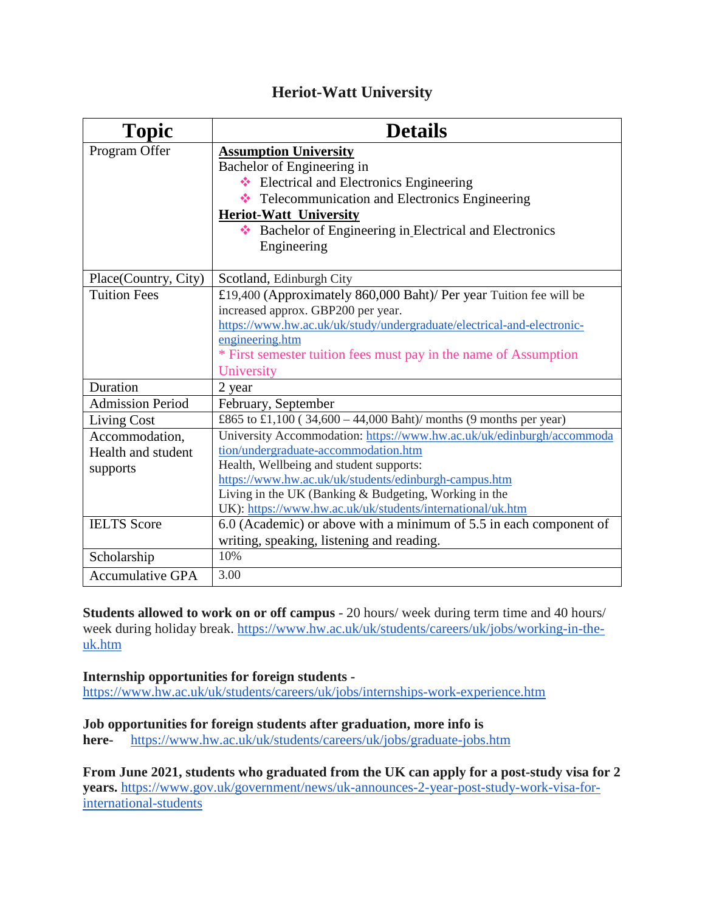# Heriot-Watt University

| Topic | Details |
|---|---|
| Program Offer | **Assumption University**<br>Bachelor of Engineering in<br>❖ Electrical and Electronics Engineering<br>❖ Telecommunication and Electronics Engineering<br>**Heriot-Watt University**<br>❖ Bachelor of Engineering in Electrical and Electronics Engineering |
| Place(Country, City) | Scotland, Edinburgh City |
| Tuition Fees | £19,400 (Approximately 860,000 Baht)/ Per year Tuition fee will be increased approx. GBP200 per year.<br>https://www.hw.ac.uk/uk/study/undergraduate/electrical-and-electronic-engineering.htm<br>* First semester tuition fees must pay in the name of Assumption University |
| Duration | 2 year |
| Admission Period | February, September |
| Living Cost | £865 to £1,100 ( 34,600 – 44,000 Baht)/ months (9 months per year) |
| Accommodation, Health and student supports | University Accommodation: https://www.hw.ac.uk/uk/edinburgh/accommodation/undergraduate-accommodation.htm<br>Health, Wellbeing and student supports: https://www.hw.ac.uk/uk/students/edinburgh-campus.htm<br>Living in the UK (Banking & Budgeting, Working in the UK): https://www.hw.ac.uk/uk/students/international/uk.htm |
| IELTS Score | 6.0 (Academic) or above with a minimum of 5.5 in each component of writing, speaking, listening and reading. |
| Scholarship | 10% |
| Accumulative GPA | 3.00 |

**Students allowed to work on or off campus** - 20 hours/ week during term time and 40 hours/ week during holiday break. https://www.hw.ac.uk/uk/students/careers/uk/jobs/working-in-the-uk.htm

**Internship opportunities for foreign students -**
https://www.hw.ac.uk/uk/students/careers/uk/jobs/internships-work-experience.htm

**Job opportunities for foreign students after graduation, more info is here-** https://www.hw.ac.uk/uk/students/careers/uk/jobs/graduate-jobs.htm

**From June 2021, students who graduated from the UK can apply for a post-study visa for 2 years.** https://www.gov.uk/government/news/uk-announces-2-year-post-study-work-visa-for-international-students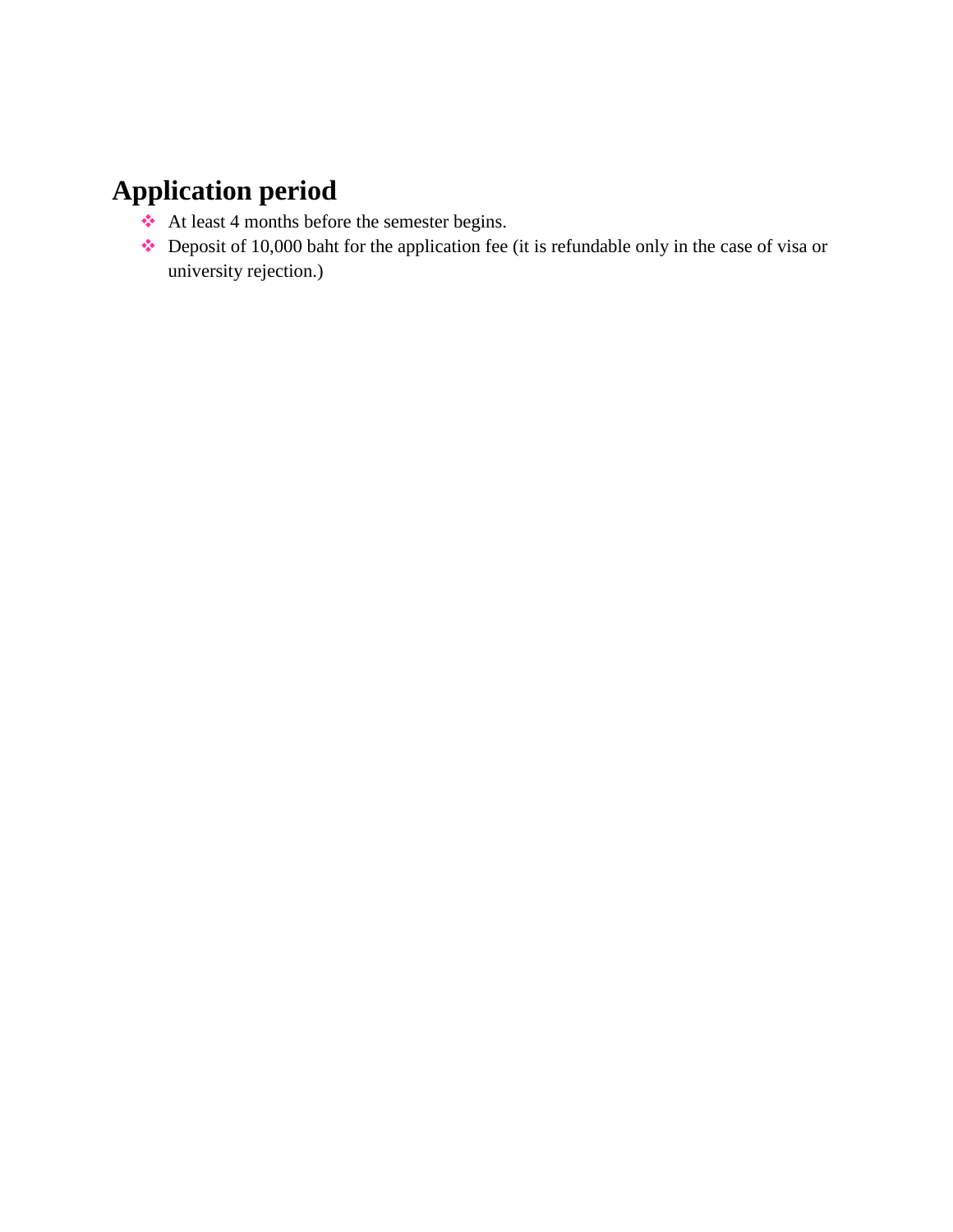## Application period

- At least 4 months before the semester begins.
- Deposit of 10,000 baht for the application fee (it is refundable only in the case of visa or university rejection.)